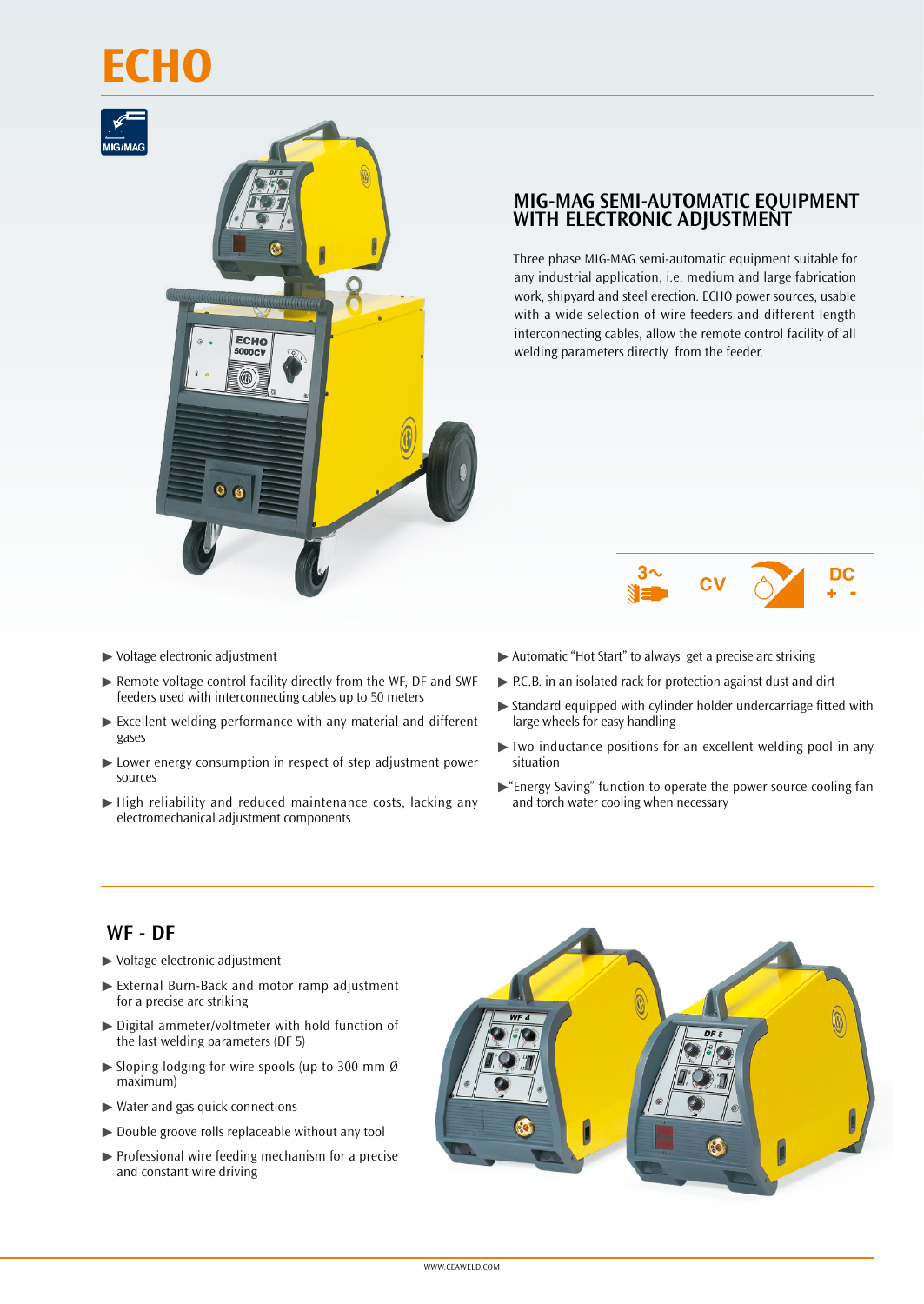# ECHO

MIG/MAG

## MIG-MAG SEMI-AUTOMATIC EQUIPMENT WITH ELECTRONIC ADJUSTMENT

Three phase MIG-MAG semi-automatic equipment suitable for any industrial application, i.e. medium and large fabrication work, shipyard and steel erection. ECHO power sources, usable with a wide selection of wire feeders and different length interconnecting cables, allow the remote control facility of all welding parameters directly from the feeder.

3~ CV DC + -

- ▶ Voltage electronic adjustment
- ▶ Remote voltage control facility directly from the WF, DF and SWF feeders used with interconnecting cables up to 50 meters
- ▶ Excellent welding performance with any material and different gases
- ▶ Lower energy consumption in respect of step adjustment power sources
- ▶ High reliability and reduced maintenance costs, lacking any electromechanical adjustment components
- ▶ Automatic "Hot Start" to always get a precise arc striking
- ▶ P.C.B. in an isolated rack for protection against dust and dirt
- ▶ Standard equipped with cylinder holder undercarriage fitted with large wheels for easy handling
- ▶ Two inductance positions for an excellent welding pool in any situation
- ▶ "Energy Saving" function to operate the power source cooling fan and torch water cooling when necessary

## WF - DF

- ▶ Voltage electronic adjustment
- ▶ External Burn-Back and motor ramp adjustment for a precise arc striking
- ▶ Digital ammeter/voltmeter with hold function of the last welding parameters (DF 5)
- ▶ Sloping lodging for wire spools (up to 300 mm Ø maximum)
- ▶ Water and gas quick connections
- ▶ Double groove rolls replaceable without any tool
- ▶ Professional wire feeding mechanism for a precise and constant wire driving

WWW.CEAWELD.COM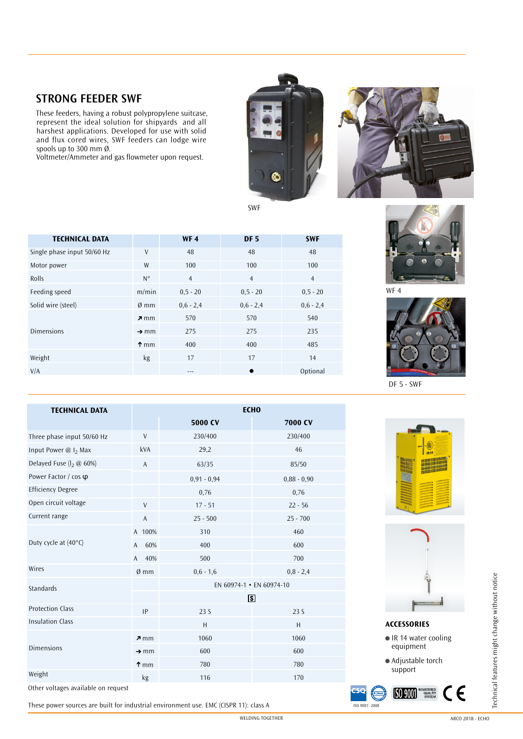## STRONG FEEDER SWF

These feeders, having a robust polypropylene suitcase, represent the ideal solution for shipyards and all harshest applications. Developed for use with solid and flux cored wires, SWF feeders can lodge wire spools up to 300 mm Ø.
Voltmeter/Ammeter and gas flowmeter upon request.

SWF

| TECHNICAL DATA | | WF 4 | DF 5 | SWF |
|---|---|---|---|---|
| Single phase input 50/60 Hz | V | 48 | 48 | 48 |
| Motor power | W | 100 | 100 | 100 |
| Rolls | N° | 4 | 4 | 4 |
| Feeding speed | m/min | 0,5 - 20 | 0,5 - 20 | 0,5 - 20 |
| Solid wire (steel) | Ø mm | 0,6 - 2,4 | 0,6 - 2,4 | 0,6 - 2,4 |
| Dimensions | ↗ mm | 570 | 570 | 540 |
| | → mm | 275 | 275 | 235 |
| | ↑ mm | 400 | 400 | 485 |
| Weight | kg | 17 | 17 | 14 |
| V/A | | --- | ● | Optional |

WF 4

DF 5 - SWF

| TECHNICAL DATA | | ECHO | |
|---|---|---|---|
| | | 5000 CV | 7000 CV |
| Three phase input 50/60 Hz | V | 230/400 | 230/400 |
| Input Power @ $I_2$ Max | kVA | 29,2 | 46 |
| Delayed Fuse ($I_2$ @ 60%) | A | 63/35 | 85/50 |
| Power Factor / cos φ | | 0,91 - 0,94 | 0,88 - 0,90 |
| Efficiency Degree | | 0,76 | 0,76 |
| Open circuit voltage | V | 17 - 51 | 22 - 56 |
| Current range | A | 25 - 500 | 25 - 700 |
| Duty cycle at (40°C) | A 100% | 310 | 460 |
| | A 60% | 400 | 600 |
| | A 40% | 500 | 700 |
| Wires | Ø mm | 0,6 - 1,6 | 0,8 - 2,4 |
| Standards | | EN 60974-1 • EN 60974-10 | |
| | | S | |
| Protection Class | IP | 23 S | 23 S |
| Insulation Class | | H | H |
| Dimensions | ↗ mm | 1060 | 1060 |
| | → mm | 600 | 600 |
| | ↑ mm | 780 | 780 |
| Weight | kg | 116 | 170 |

Other voltages available on request

These power sources are built for industrial environment use. EMC (CISPR 11): class A

### ACCESSORIES

- IR 14 water cooling equipment
- Adjustable torch support

ISO 9001: 2008

Technical features might change without notice